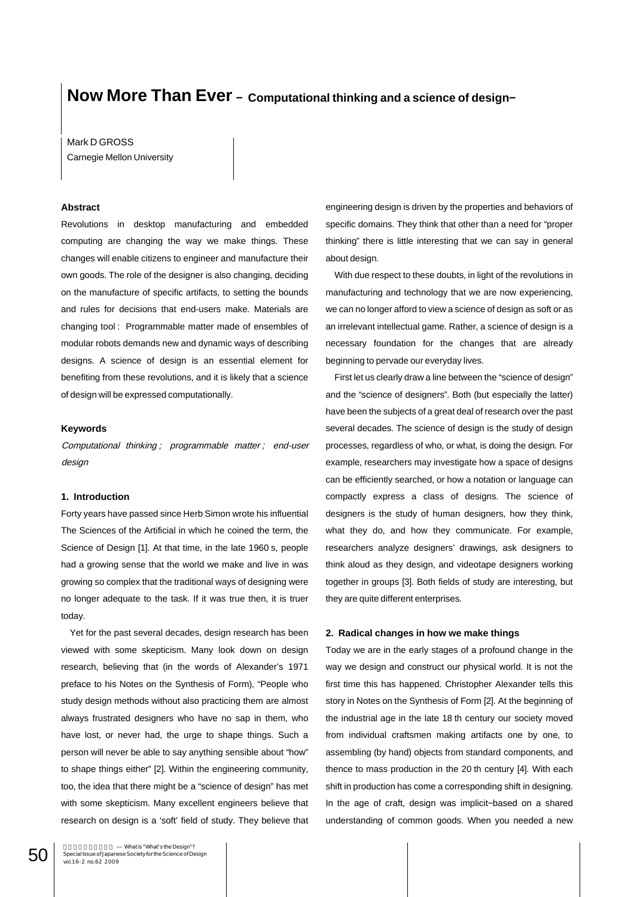# Now More Than Ever – Computational thinking and a science of design–

Mark D GROSS
Carnegie Mellon University

### Abstract

Revolutions in desktop manufacturing and embedded computing are changing the way we make things. These changes will enable citizens to engineer and manufacture their own goods. The role of the designer is also changing, deciding on the manufacture of specific artifacts, to setting the bounds and rules for decisions that end-users make. Materials are changing tool : Programmable matter made of ensembles of modular robots demands new and dynamic ways of describing designs. A science of design is an essential element for benefiting from these revolutions, and it is likely that a science of design will be expressed computationally.

### Keywords

*Computational thinking ; programmable matter ; end-user design*

### 1. Introduction

Forty years have passed since Herb Simon wrote his influential The Sciences of the Artificial in which he coined the term, the Science of Design [1]. At that time, in the late 1960 s, people had a growing sense that the world we make and live in was growing so complex that the traditional ways of designing were no longer adequate to the task. If it was true then, it is truer today.

Yet for the past several decades, design research has been viewed with some skepticism. Many look down on design research, believing that (in the words of Alexander's 1971 preface to his Notes on the Synthesis of Form), "People who study design methods without also practicing them are almost always frustrated designers who have no sap in them, who have lost, or never had, the urge to shape things. Such a person will never be able to say anything sensible about "how" to shape things either" [2]. Within the engineering community, too, the idea that there might be a "science of design" has met with some skepticism. Many excellent engineers believe that research on design is a 'soft' field of study. They believe that engineering design is driven by the properties and behaviors of specific domains. They think that other than a need for "proper thinking" there is little interesting that we can say in general about design.

With due respect to these doubts, in light of the revolutions in manufacturing and technology that we are now experiencing, we can no longer afford to view a science of design as soft or as an irrelevant intellectual game. Rather, a science of design is a necessary foundation for the changes that are already beginning to pervade our everyday lives.

First let us clearly draw a line between the "science of design" and the "science of designers". Both (but especially the latter) have been the subjects of a great deal of research over the past several decades. The science of design is the study of design processes, regardless of who, or what, is doing the design. For example, researchers may investigate how a space of designs can be efficiently searched, or how a notation or language can compactly express a class of designs. The science of designers is the study of human designers, how they think, what they do, and how they communicate. For example, researchers analyze designers' drawings, ask designers to think aloud as they design, and videotape designers working together in groups [3]. Both fields of study are interesting, but they are quite different enterprises.

### 2. Radical changes in how we make things

Today we are in the early stages of a profound change in the way we design and construct our physical world. It is not the first time this has happened. Christopher Alexander tells this story in Notes on the Synthesis of Form [2]. At the beginning of the industrial age in the late 18 th century our society moved from individual craftsmen making artifacts one by one, to assembling (by hand) objects from standard components, and thence to mass production in the 20 th century [4]. With each shift in production has come a corresponding shift in designing. In the age of craft, design was implicit–based on a shared understanding of common goods. When you needed a new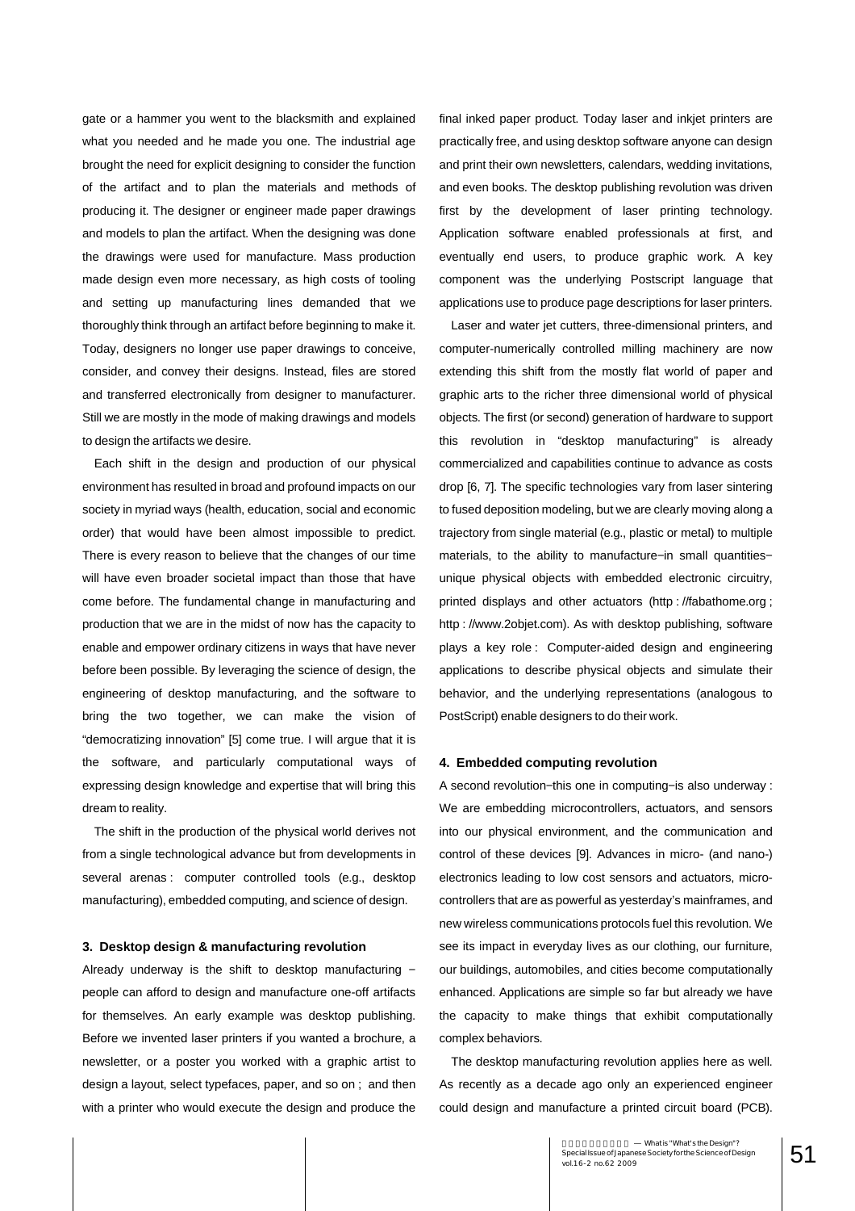gate or a hammer you went to the blacksmith and explained what you needed and he made you one. The industrial age brought the need for explicit designing to consider the function of the artifact and to plan the materials and methods of producing it. The designer or engineer made paper drawings and models to plan the artifact. When the designing was done the drawings were used for manufacture. Mass production made design even more necessary, as high costs of tooling and setting up manufacturing lines demanded that we thoroughly think through an artifact before beginning to make it. Today, designers no longer use paper drawings to conceive, consider, and convey their designs. Instead, files are stored and transferred electronically from designer to manufacturer. Still we are mostly in the mode of making drawings and models to design the artifacts we desire.

Each shift in the design and production of our physical environment has resulted in broad and profound impacts on our society in myriad ways (health, education, social and economic order) that would have been almost impossible to predict. There is every reason to believe that the changes of our time will have even broader societal impact than those that have come before. The fundamental change in manufacturing and production that we are in the midst of now has the capacity to enable and empower ordinary citizens in ways that have never before been possible. By leveraging the science of design, the engineering of desktop manufacturing, and the software to bring the two together, we can make the vision of "democratizing innovation" [5] come true. I will argue that it is the software, and particularly computational ways of expressing design knowledge and expertise that will bring this dream to reality.

The shift in the production of the physical world derives not from a single technological advance but from developments in several arenas : computer controlled tools (e.g., desktop manufacturing), embedded computing, and science of design.

### 3. Desktop design & manufacturing revolution

Already underway is the shift to desktop manufacturing − people can afford to design and manufacture one-off artifacts for themselves. An early example was desktop publishing. Before we invented laser printers if you wanted a brochure, a newsletter, or a poster you worked with a graphic artist to design a layout, select typefaces, paper, and so on ; and then with a printer who would execute the design and produce the final inked paper product. Today laser and inkjet printers are practically free, and using desktop software anyone can design and print their own newsletters, calendars, wedding invitations, and even books. The desktop publishing revolution was driven first by the development of laser printing technology. Application software enabled professionals at first, and eventually end users, to produce graphic work. A key component was the underlying Postscript language that applications use to produce page descriptions for laser printers.

Laser and water jet cutters, three-dimensional printers, and computer-numerically controlled milling machinery are now extending this shift from the mostly flat world of paper and graphic arts to the richer three dimensional world of physical objects. The first (or second) generation of hardware to support this revolution in "desktop manufacturing" is already commercialized and capabilities continue to advance as costs drop [6, 7]. The specific technologies vary from laser sintering to fused deposition modeling, but we are clearly moving along a trajectory from single material (e.g., plastic or metal) to multiple materials, to the ability to manufacture−in small quantities− unique physical objects with embedded electronic circuitry, printed displays and other actuators (http : //fabathome.org ; http : //www.2objet.com). As with desktop publishing, software plays a key role : Computer-aided design and engineering applications to describe physical objects and simulate their behavior, and the underlying representations (analogous to PostScript) enable designers to do their work.

### 4. Embedded computing revolution

A second revolution−this one in computing−is also underway : We are embedding microcontrollers, actuators, and sensors into our physical environment, and the communication and control of these devices [9]. Advances in micro- (and nano-) electronics leading to low cost sensors and actuators, micro-controllers that are as powerful as yesterday's mainframes, and new wireless communications protocols fuel this revolution. We see its impact in everyday lives as our clothing, our furniture, our buildings, automobiles, and cities become computationally enhanced. Applications are simple so far but already we have the capacity to make things that exhibit computationally complex behaviors.

The desktop manufacturing revolution applies here as well. As recently as a decade ago only an experienced engineer could design and manufacture a printed circuit board (PCB).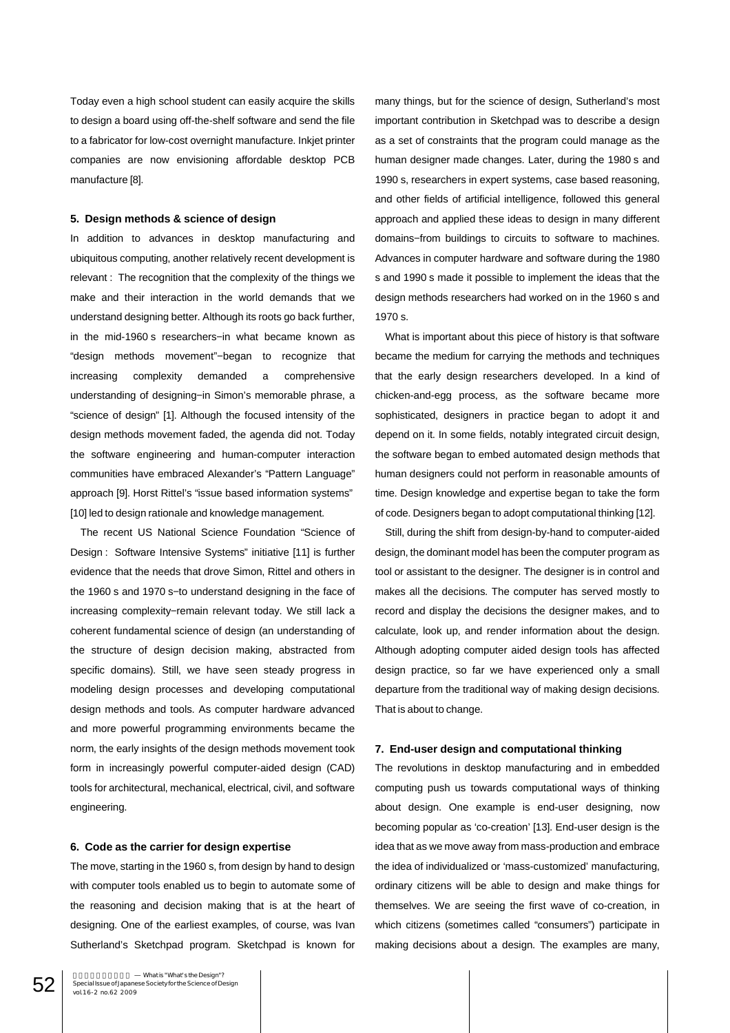Today even a high school student can easily acquire the skills to design a board using off-the-shelf software and send the file to a fabricator for low-cost overnight manufacture. Inkjet printer companies are now envisioning affordable desktop PCB manufacture [8].

### 5. Design methods & science of design

In addition to advances in desktop manufacturing and ubiquitous computing, another relatively recent development is relevant : The recognition that the complexity of the things we make and their interaction in the world demands that we understand designing better. Although its roots go back further, in the mid-1960 s researchers−in what became known as "design methods movement"−began to recognize that increasing complexity demanded a comprehensive understanding of designing−in Simon's memorable phrase, a "science of design" [1]. Although the focused intensity of the design methods movement faded, the agenda did not. Today the software engineering and human-computer interaction communities have embraced Alexander's "Pattern Language" approach [9]. Horst Rittel's "issue based information systems" [10] led to design rationale and knowledge management.

The recent US National Science Foundation "Science of Design : Software Intensive Systems" initiative [11] is further evidence that the needs that drove Simon, Rittel and others in the 1960 s and 1970 s−to understand designing in the face of increasing complexity−remain relevant today. We still lack a coherent fundamental science of design (an understanding of the structure of design decision making, abstracted from specific domains). Still, we have seen steady progress in modeling design processes and developing computational design methods and tools. As computer hardware advanced and more powerful programming environments became the norm, the early insights of the design methods movement took form in increasingly powerful computer-aided design (CAD) tools for architectural, mechanical, electrical, civil, and software engineering.

### 6. Code as the carrier for design expertise

The move, starting in the 1960 s, from design by hand to design with computer tools enabled us to begin to automate some of the reasoning and decision making that is at the heart of designing. One of the earliest examples, of course, was Ivan Sutherland's Sketchpad program. Sketchpad is known for many things, but for the science of design, Sutherland's most important contribution in Sketchpad was to describe a design as a set of constraints that the program could manage as the human designer made changes. Later, during the 1980 s and 1990 s, researchers in expert systems, case based reasoning, and other fields of artificial intelligence, followed this general approach and applied these ideas to design in many different domains−from buildings to circuits to software to machines. Advances in computer hardware and software during the 1980 s and 1990 s made it possible to implement the ideas that the design methods researchers had worked on in the 1960 s and 1970 s.

What is important about this piece of history is that software became the medium for carrying the methods and techniques that the early design researchers developed. In a kind of chicken-and-egg process, as the software became more sophisticated, designers in practice began to adopt it and depend on it. In some fields, notably integrated circuit design, the software began to embed automated design methods that human designers could not perform in reasonable amounts of time. Design knowledge and expertise began to take the form of code. Designers began to adopt computational thinking [12].

Still, during the shift from design-by-hand to computer-aided design, the dominant model has been the computer program as tool or assistant to the designer. The designer is in control and makes all the decisions. The computer has served mostly to record and display the decisions the designer makes, and to calculate, look up, and render information about the design. Although adopting computer aided design tools has affected design practice, so far we have experienced only a small departure from the traditional way of making design decisions. That is about to change.

### 7. End-user design and computational thinking

The revolutions in desktop manufacturing and in embedded computing push us towards computational ways of thinking about design. One example is end-user designing, now becoming popular as 'co-creation' [13]. End-user design is the idea that as we move away from mass-production and embrace the idea of individualized or 'mass-customized' manufacturing, ordinary citizens will be able to design and make things for themselves. We are seeing the first wave of co-creation, in which citizens (sometimes called "consumers") participate in making decisions about a design. The examples are many,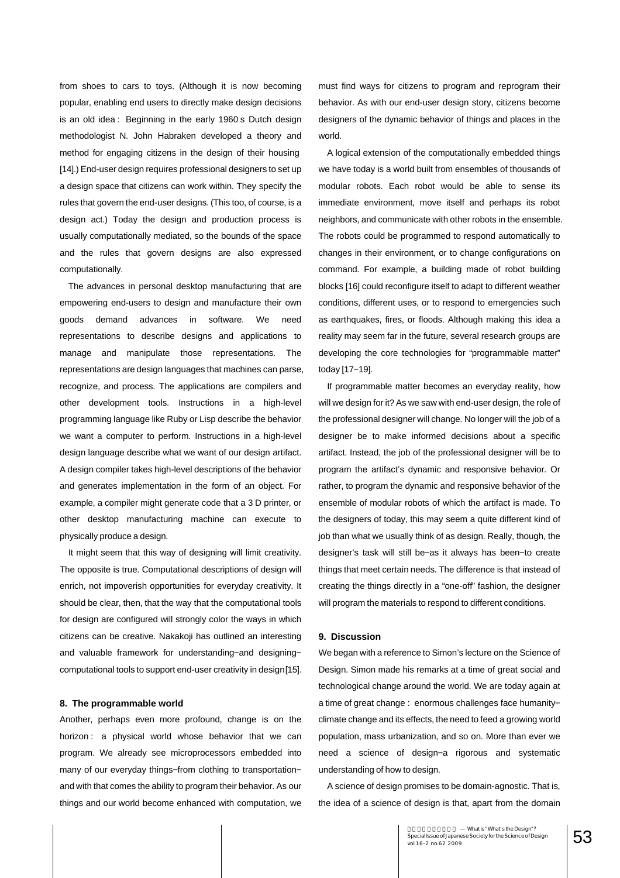from shoes to cars to toys. (Although it is now becoming popular, enabling end users to directly make design decisions is an old idea : Beginning in the early 1960 s Dutch design methodologist N. John Habraken developed a theory and method for engaging citizens in the design of their housing [14].) End-user design requires professional designers to set up a design space that citizens can work within. They specify the rules that govern the end-user designs. (This too, of course, is a design act.) Today the design and production process is usually computationally mediated, so the bounds of the space and the rules that govern designs are also expressed computationally.

The advances in personal desktop manufacturing that are empowering end-users to design and manufacture their own goods demand advances in software. We need representations to describe designs and applications to manage and manipulate those representations. The representations are design languages that machines can parse, recognize, and process. The applications are compilers and other development tools. Instructions in a high-level programming language like Ruby or Lisp describe the behavior we want a computer to perform. Instructions in a high-level design language describe what we want of our design artifact. A design compiler takes high-level descriptions of the behavior and generates implementation in the form of an object. For example, a compiler might generate code that a 3 D printer, or other desktop manufacturing machine can execute to physically produce a design.

It might seem that this way of designing will limit creativity. The opposite is true. Computational descriptions of design will enrich, not impoverish opportunities for everyday creativity. It should be clear, then, that the way that the computational tools for design are configured will strongly color the ways in which citizens can be creative. Nakakoji has outlined an interesting and valuable framework for understanding−and designing−computational tools to support end-user creativity in design[15].

## 8. The programmable world

Another, perhaps even more profound, change is on the horizon : a physical world whose behavior that we can program. We already see microprocessors embedded into many of our everyday things−from clothing to transportation−and with that comes the ability to program their behavior. As our things and our world become enhanced with computation, we must find ways for citizens to program and reprogram their behavior. As with our end-user design story, citizens become designers of the dynamic behavior of things and places in the world.

A logical extension of the computationally embedded things we have today is a world built from ensembles of thousands of modular robots. Each robot would be able to sense its immediate environment, move itself and perhaps its robot neighbors, and communicate with other robots in the ensemble. The robots could be programmed to respond automatically to changes in their environment, or to change configurations on command. For example, a building made of robot building blocks [16] could reconfigure itself to adapt to different weather conditions, different uses, or to respond to emergencies such as earthquakes, fires, or floods. Although making this idea a reality may seem far in the future, several research groups are developing the core technologies for "programmable matter" today [17−19].

If programmable matter becomes an everyday reality, how will we design for it? As we saw with end-user design, the role of the professional designer will change. No longer will the job of a designer be to make informed decisions about a specific artifact. Instead, the job of the professional designer will be to program the artifact's dynamic and responsive behavior. Or rather, to program the dynamic and responsive behavior of the ensemble of modular robots of which the artifact is made. To the designers of today, this may seem a quite different kind of job than what we usually think of as design. Really, though, the designer's task will still be−as it always has been−to create things that meet certain needs. The difference is that instead of creating the things directly in a "one-off" fashion, the designer will program the materials to respond to different conditions.

## 9. Discussion

We began with a reference to Simon's lecture on the Science of Design. Simon made his remarks at a time of great social and technological change around the world. We are today again at a time of great change : enormous challenges face humanity−climate change and its effects, the need to feed a growing world population, mass urbanization, and so on. More than ever we need a science of design−a rigorous and systematic understanding of how to design.

A science of design promises to be domain-agnostic. That is, the idea of a science of design is that, apart from the domain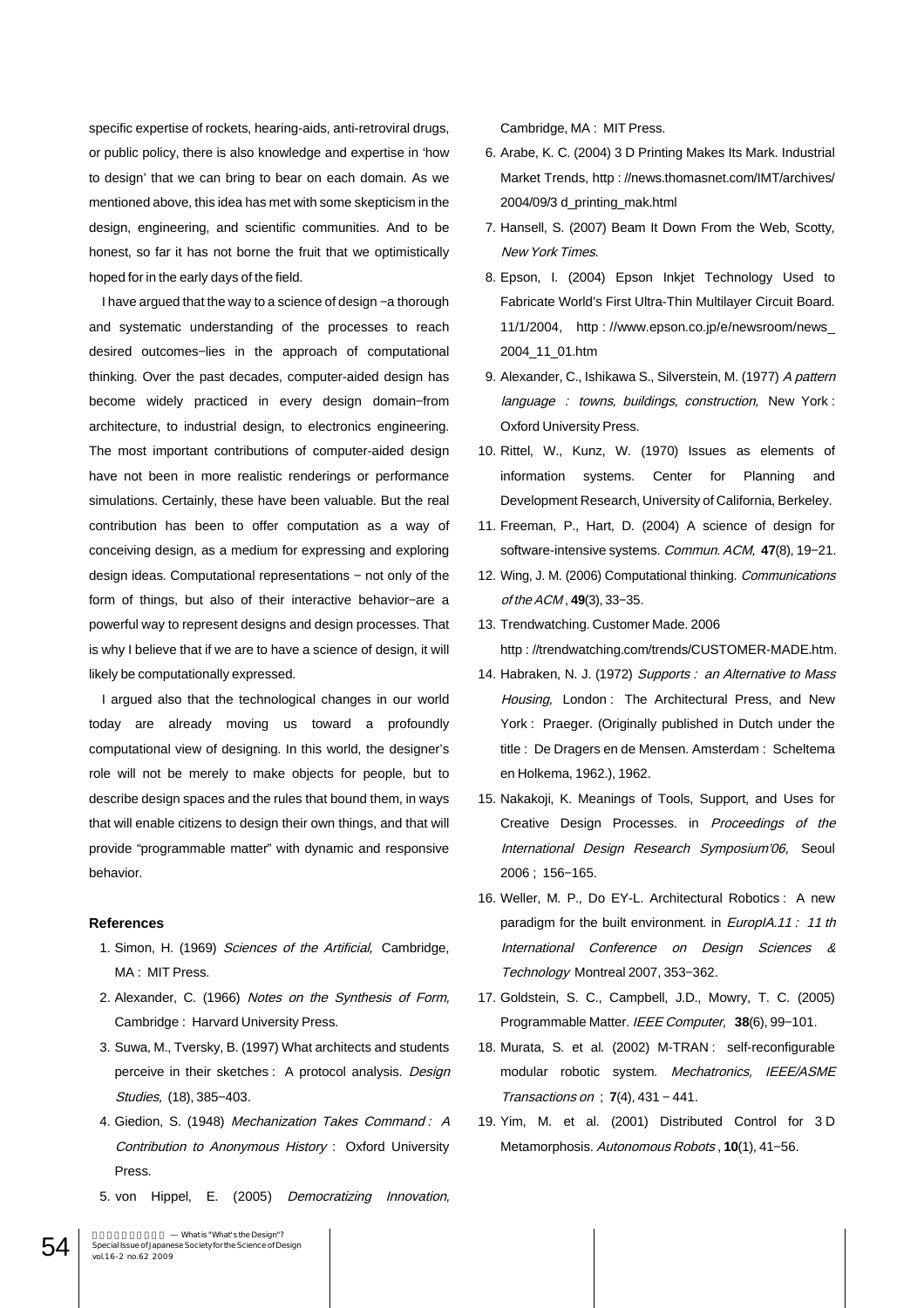specific expertise of rockets, hearing-aids, anti-retroviral drugs, or public policy, there is also knowledge and expertise in 'how to design' that we can bring to bear on each domain. As we mentioned above, this idea has met with some skepticism in the design, engineering, and scientific communities. And to be honest, so far it has not borne the fruit that we optimistically hoped for in the early days of the field.

I have argued that the way to a science of design −a thorough and systematic understanding of the processes to reach desired outcomes−lies in the approach of computational thinking. Over the past decades, computer-aided design has become widely practiced in every design domain−from architecture, to industrial design, to electronics engineering. The most important contributions of computer-aided design have not been in more realistic renderings or performance simulations. Certainly, these have been valuable. But the real contribution has been to offer computation as a way of conceiving design, as a medium for expressing and exploring design ideas. Computational representations − not only of the form of things, but also of their interactive behavior−are a powerful way to represent designs and design processes. That is why I believe that if we are to have a science of design, it will likely be computationally expressed.

I argued also that the technological changes in our world today are already moving us toward a profoundly computational view of designing. In this world, the designer's role will not be merely to make objects for people, but to describe design spaces and the rules that bound them, in ways that will enable citizens to design their own things, and that will provide "programmable matter" with dynamic and responsive behavior.

### References

1. Simon, H. (1969) *Sciences of the Artificial,* Cambridge, MA : MIT Press.
2. Alexander, C. (1966) *Notes on the Synthesis of Form,* Cambridge : Harvard University Press.
3. Suwa, M., Tversky, B. (1997) What architects and students perceive in their sketches : A protocol analysis. *Design Studies,* (18), 385−403.
4. Giedion, S. (1948) *Mechanization Takes Command : A Contribution to Anonymous History* : Oxford University Press.
5. von Hippel, E. (2005) *Democratizing Innovation,* Cambridge, MA : MIT Press.
6. Arabe, K. C. (2004) 3 D Printing Makes Its Mark. Industrial Market Trends, http : //news.thomasnet.com/IMT/archives/2004/09/3 d_printing_mak.html
7. Hansell, S. (2007) Beam It Down From the Web, Scotty, *New York Times.*
8. Epson, I. (2004) Epson Inkjet Technology Used to Fabricate World's First Ultra-Thin Multilayer Circuit Board. 11/1/2004, http : //www.epson.co.jp/e/newsroom/news_2004_11_01.htm
9. Alexander, C., Ishikawa S., Silverstein, M. (1977) *A pattern language : towns, buildings, construction,* New York : Oxford University Press.
10. Rittel, W., Kunz, W. (1970) Issues as elements of information systems. Center for Planning and Development Research, University of California, Berkeley.
11. Freeman, P., Hart, D. (2004) A science of design for software-intensive systems. *Commun. ACM,* **47**(8), 19−21.
12. Wing, J. M. (2006) Computational thinking. *Communications of the ACM* , **49**(3), 33−35.
13. Trendwatching. Customer Made. 2006 http : //trendwatching.com/trends/CUSTOMER-MADE.htm.
14. Habraken, N. J. (1972) *Supports : an Alternative to Mass Housing,* London : The Architectural Press, and New York : Praeger. (Originally published in Dutch under the title : De Dragers en de Mensen. Amsterdam : Scheltema en Holkema, 1962.), 1962.
15. Nakakoji, K. Meanings of Tools, Support, and Uses for Creative Design Processes. in *Proceedings of the International Design Research Symposium'06,* Seoul 2006 ; 156−165.
16. Weller, M. P., Do EY-L. Architectural Robotics : A new paradigm for the built environment. in *EuropIA.11 : 11 th International Conference on Design Sciences & Technology* Montreal 2007, 353−362.
17. Goldstein, S. C., Campbell, J.D., Mowry, T. C. (2005) Programmable Matter. *IEEE Computer,* **38**(6), 99−101.
18. Murata, S. et al. (2002) M-TRAN : self-reconfigurable modular robotic system. *Mechatronics, IEEE/ASME Transactions on* ; **7**(4), 431 − 441.
19. Yim, M. et al. (2001) Distributed Control for 3 D Metamorphosis. *Autonomous Robots* , **10**(1), 41−56.